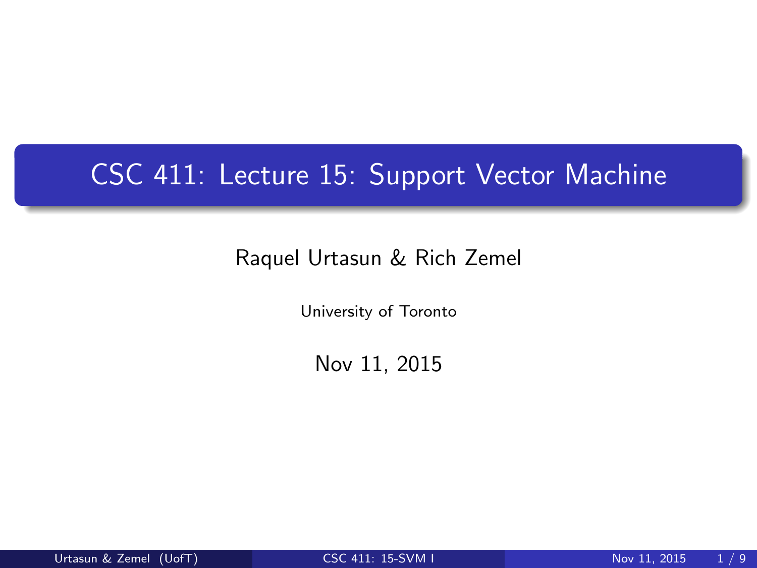# CSC 411: Lecture 15: Support Vector Machine

Raquel Urtasun & Rich Zemel

University of Toronto

Nov 11, 2015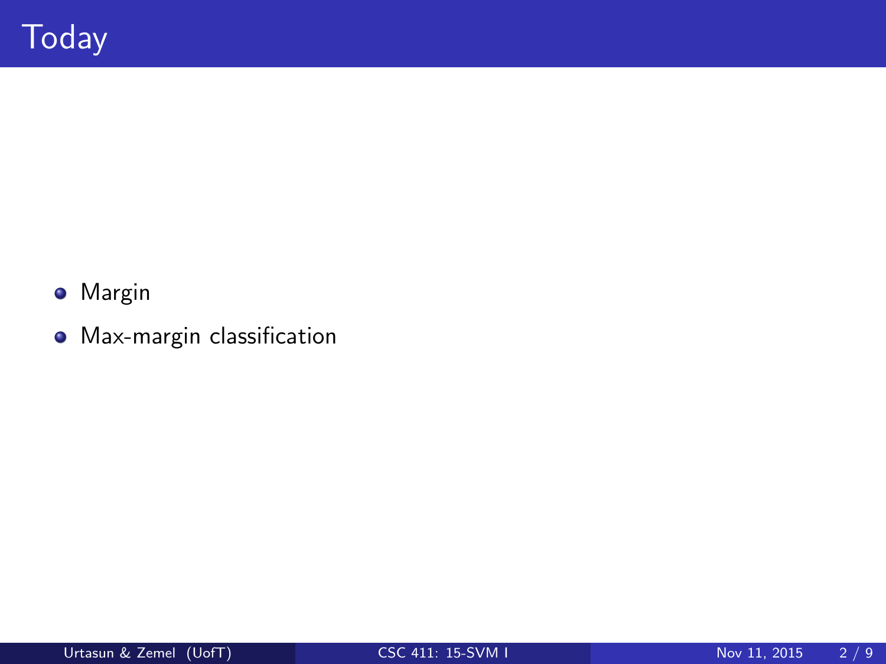# Today

- Margin
- Max-margin classification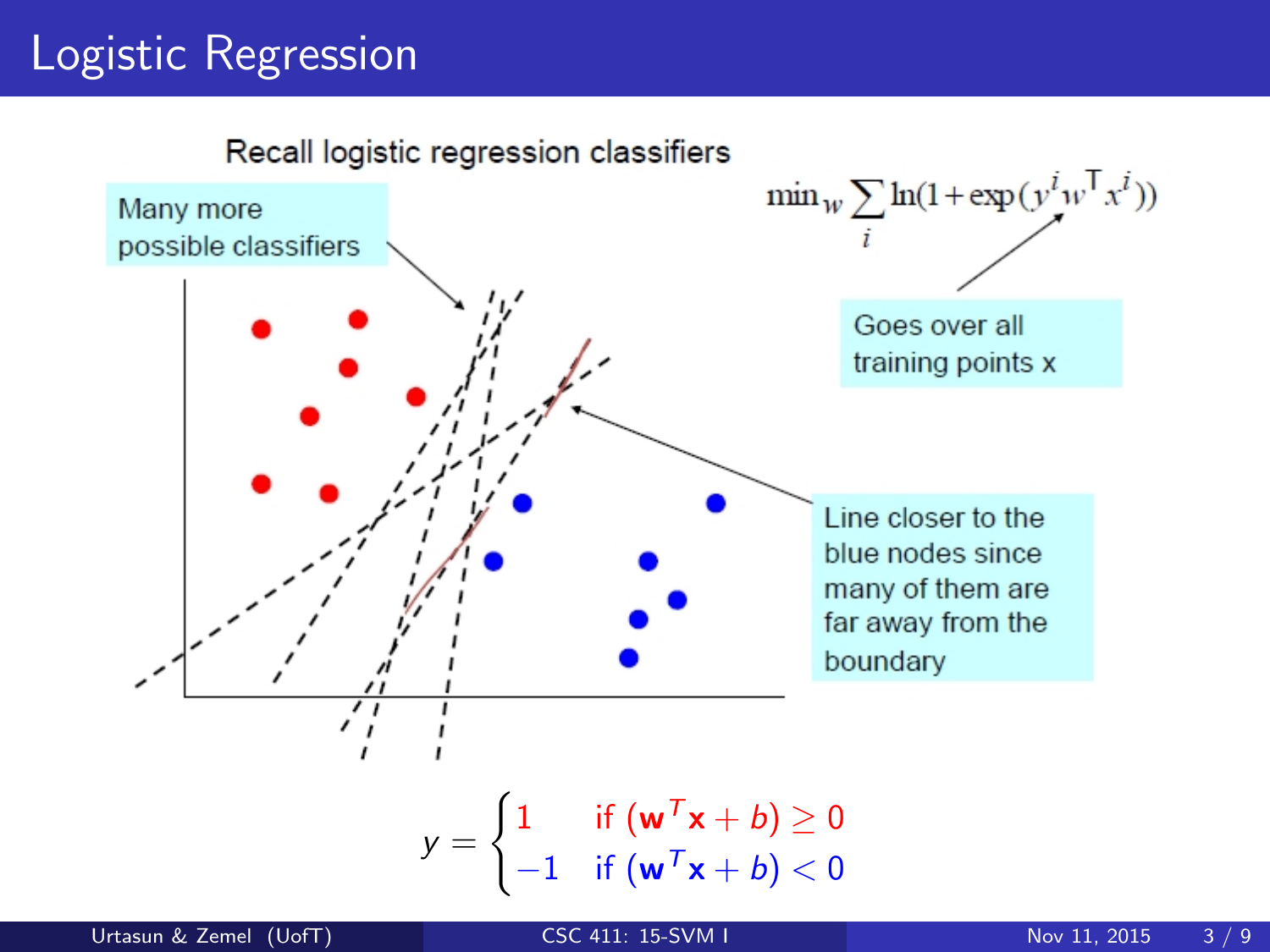# Logistic Regression

Recall logistic regression classifiers

Many more possible classifiers

$$\min_w \sum_i \ln(1 + \exp(y^i w^\top x^i))$$

Goes over all training points x

Line closer to the blue nodes since many of them are far away from the boundary

$$y = \begin{cases} 1 & \text{if } (\mathbf{w}^T\mathbf{x} + b) \geq 0 \\ -1 & \text{if } (\mathbf{w}^T\mathbf{x} + b) < 0 \end{cases}$$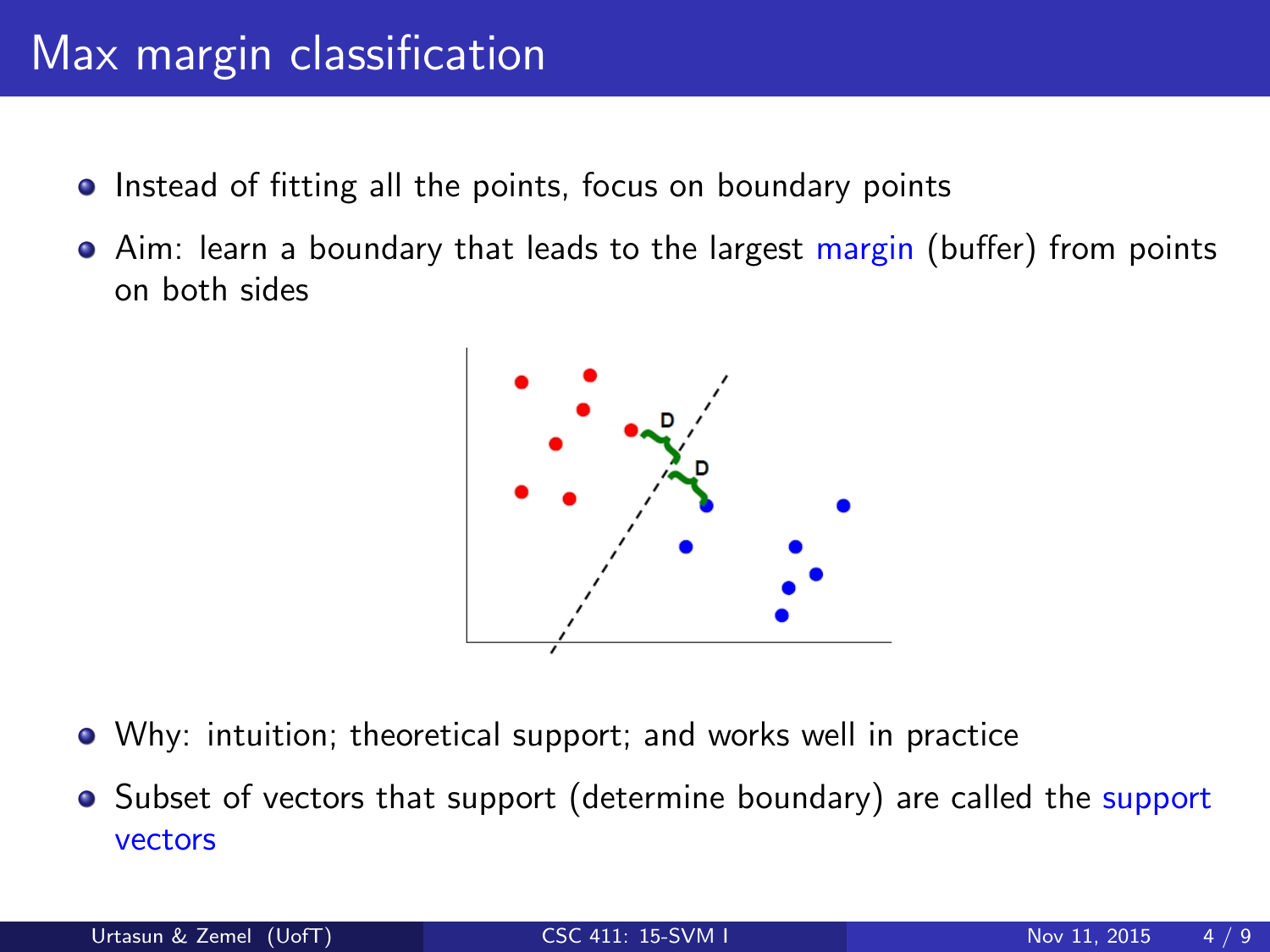# Max margin classification

- Instead of fitting all the points, focus on boundary points
- Aim: learn a boundary that leads to the largest margin (buffer) from points on both sides
- Why: intuition; theoretical support; and works well in practice
- Subset of vectors that support (determine boundary) are called the support vectors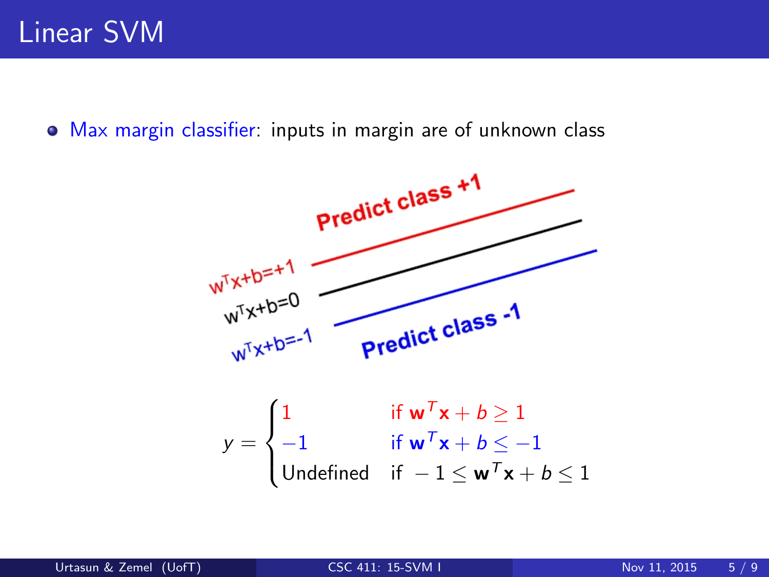# Linear SVM

- Max margin classifier: inputs in margin are of unknown class

$$
y = \begin{cases} 1 & \text{if } \mathbf{w}^T\mathbf{x} + b \geq 1 \\ -1 & \text{if } \mathbf{w}^T\mathbf{x} + b \leq -1 \\ \text{Undefined} & \text{if } -1 \leq \mathbf{w}^T\mathbf{x} + b \leq 1 \end{cases}
$$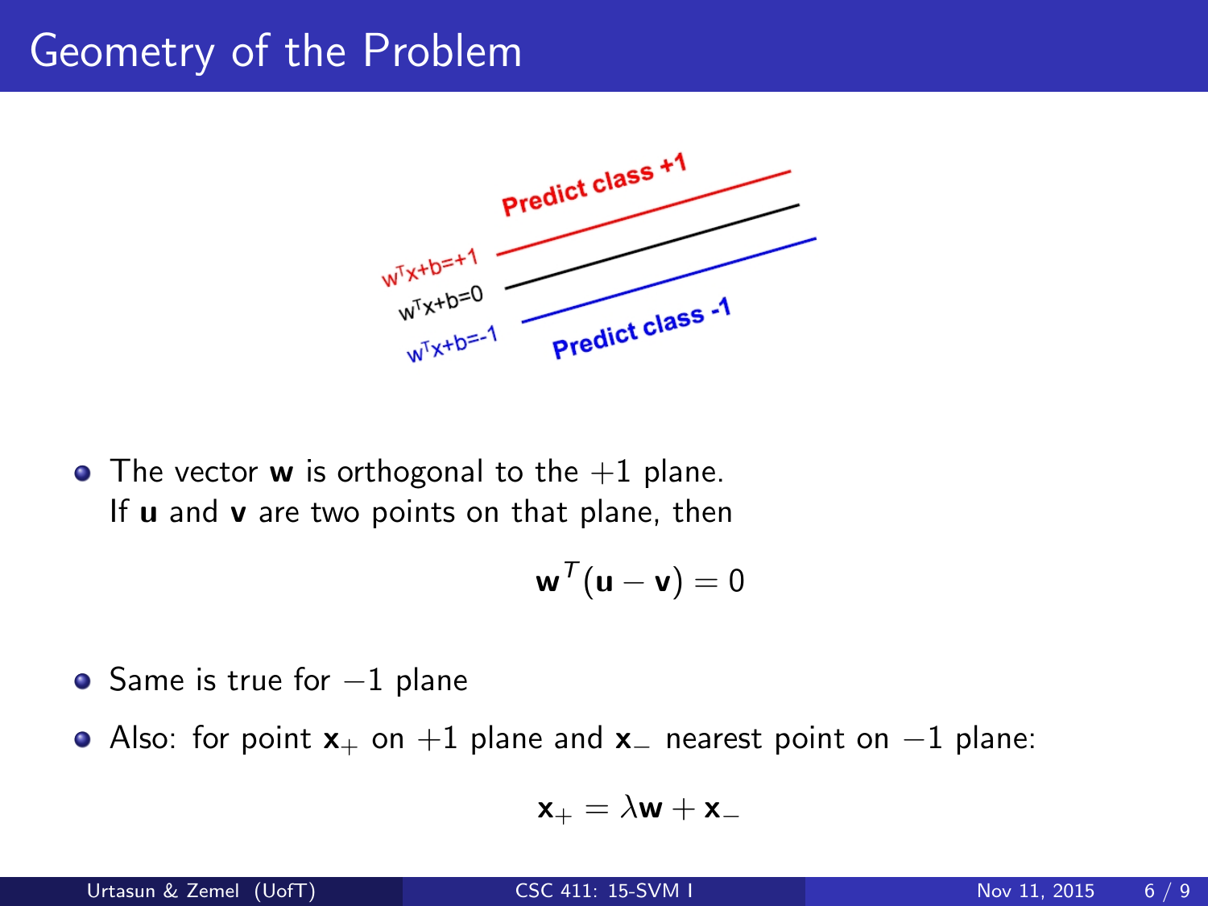# Geometry of the Problem

- The vector $\mathbf{w}$ is orthogonal to the $+1$ plane. If $\mathbf{u}$ and $\mathbf{v}$ are two points on that plane, then

$$\mathbf{w}^T(\mathbf{u} - \mathbf{v}) = 0$$

- Same is true for $-1$ plane
- Also: for point $\mathbf{x}_+$ on $+1$ plane and $\mathbf{x}_-$ nearest point on $-1$ plane:

$$\mathbf{x}_+ = \lambda \mathbf{w} + \mathbf{x}_-$$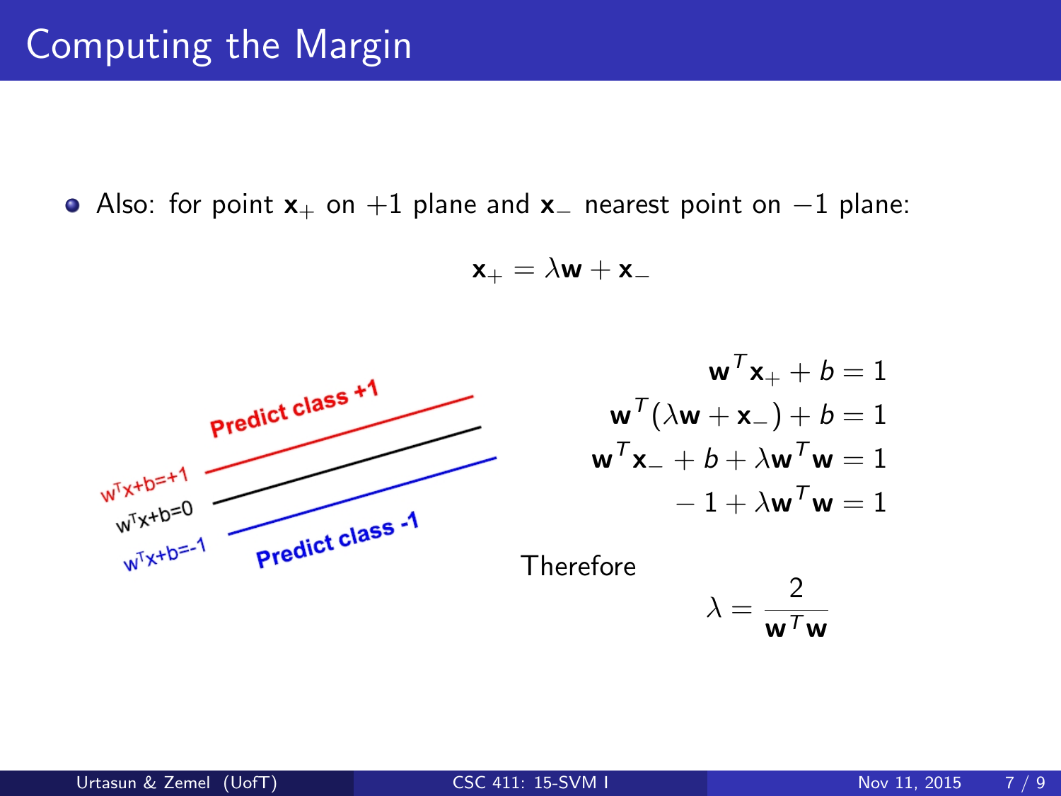# Computing the Margin

- Also: for point $\mathbf{x}_+$ on $+1$ plane and $\mathbf{x}_-$ nearest point on $-1$ plane:

$$\mathbf{x}_+ = \lambda \mathbf{w} + \mathbf{x}_-$$

$w^T x+b=+1$ — Predict class +1

$w^T x+b=0$

$w^T x+b=-1$ — Predict class -1

$$
\begin{aligned}
\mathbf{w}^T \mathbf{x}_+ + b &= 1 \\
\mathbf{w}^T (\lambda \mathbf{w} + \mathbf{x}_-) + b &= 1 \\
\mathbf{w}^T \mathbf{x}_- + b + \lambda \mathbf{w}^T \mathbf{w} &= 1 \\
-1 + \lambda \mathbf{w}^T \mathbf{w} &= 1
\end{aligned}
$$

Therefore

$$\lambda = \frac{2}{\mathbf{w}^T \mathbf{w}}$$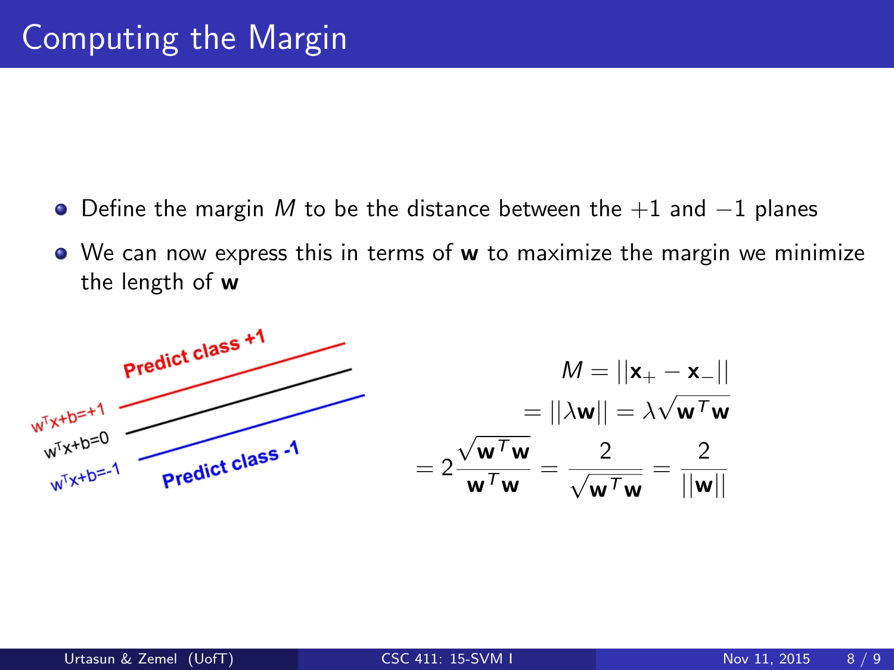# Computing the Margin

- Define the margin $M$ to be the distance between the $+1$ and $-1$ planes
- We can now express this in terms of $\mathbf{w}$ to maximize the margin we minimize the length of $\mathbf{w}$

Predict class +1

$w^T x + b = +1$

$w^T x + b = 0$

$w^T x + b = -1$

Predict class -1

$$
\begin{aligned}
M &= ||\mathbf{x}_+ - \mathbf{x}_-|| \\
&= ||\lambda \mathbf{w}|| = \lambda \sqrt{\mathbf{w}^T \mathbf{w}} \\
&= 2 \frac{\sqrt{\mathbf{w}^T \mathbf{w}}}{\mathbf{w}^T \mathbf{w}} = \frac{2}{\sqrt{\mathbf{w}^T \mathbf{w}}} = \frac{2}{||\mathbf{w}||}
\end{aligned}
$$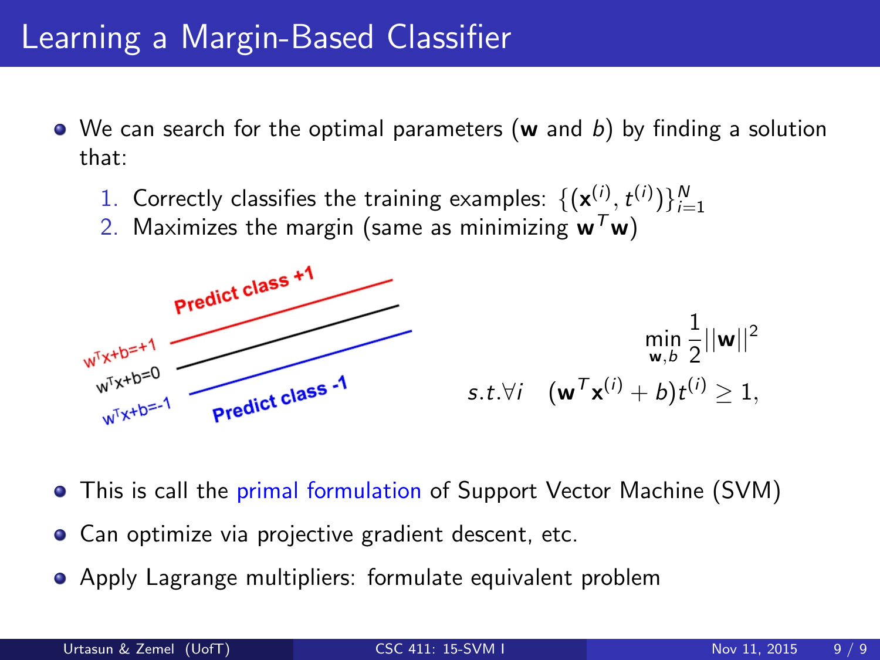# Learning a Margin-Based Classifier

- We can search for the optimal parameters ($\mathbf{w}$ and $b$) by finding a solution that:
  1. Correctly classifies the training examples: $\{(\mathbf{x}^{(i)}, t^{(i)})\}_{i=1}^{N}$
  2. Maximizes the margin (same as minimizing $\mathbf{w}^T\mathbf{w}$)

Predict class +1

$\mathbf{w}^T\mathbf{x}+b=+1$

$\mathbf{w}^T\mathbf{x}+b=0$

$\mathbf{w}^T\mathbf{x}+b=-1$

Predict class -1

$$\min_{\mathbf{w},b} \frac{1}{2}||\mathbf{w}||^2$$

$$s.t. \forall i \quad (\mathbf{w}^T\mathbf{x}^{(i)} + b)t^{(i)} \geq 1,$$

- This is call the primal formulation of Support Vector Machine (SVM)
- Can optimize via projective gradient descent, etc.
- Apply Lagrange multipliers: formulate equivalent problem